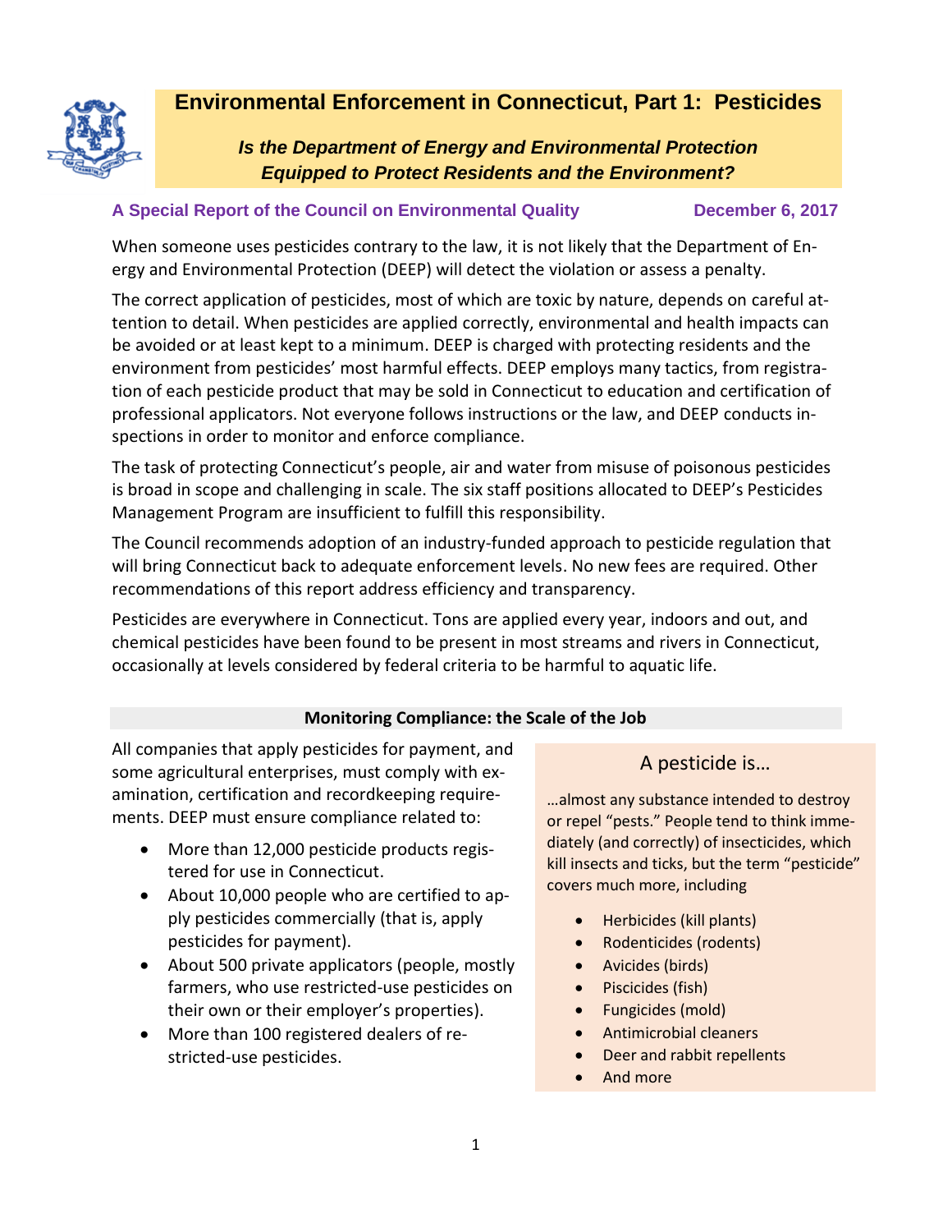# Environmental Enforcement in Connecticut, Part 1: Pesticides

***Is the Department of Energy and Environmental Protection Equipped to Protect Residents and the Environment?***

**A Special Report of the Council on Environmental Quality** — **December 6, 2017**

When someone uses pesticides contrary to the law, it is not likely that the Department of Energy and Environmental Protection (DEEP) will detect the violation or assess a penalty.

The correct application of pesticides, most of which are toxic by nature, depends on careful attention to detail. When pesticides are applied correctly, environmental and health impacts can be avoided or at least kept to a minimum. DEEP is charged with protecting residents and the environment from pesticides' most harmful effects. DEEP employs many tactics, from registration of each pesticide product that may be sold in Connecticut to education and certification of professional applicators. Not everyone follows instructions or the law, and DEEP conducts inspections in order to monitor and enforce compliance.

The task of protecting Connecticut's people, air and water from misuse of poisonous pesticides is broad in scope and challenging in scale. The six staff positions allocated to DEEP's Pesticides Management Program are insufficient to fulfill this responsibility.

The Council recommends adoption of an industry-funded approach to pesticide regulation that will bring Connecticut back to adequate enforcement levels. No new fees are required. Other recommendations of this report address efficiency and transparency.

Pesticides are everywhere in Connecticut. Tons are applied every year, indoors and out, and chemical pesticides have been found to be present in most streams and rivers in Connecticut, occasionally at levels considered by federal criteria to be harmful to aquatic life.

## Monitoring Compliance: the Scale of the Job

All companies that apply pesticides for payment, and some agricultural enterprises, must comply with examination, certification and recordkeeping requirements. DEEP must ensure compliance related to:

- More than 12,000 pesticide products registered for use in Connecticut.
- About 10,000 people who are certified to apply pesticides commercially (that is, apply pesticides for payment).
- About 500 private applicators (people, mostly farmers, who use restricted-use pesticides on their own or their employer's properties).
- More than 100 registered dealers of restricted-use pesticides.

### A pesticide is…

…almost any substance intended to destroy or repel "pests." People tend to think immediately (and correctly) of insecticides, which kill insects and ticks, but the term "pesticide" covers much more, including

- Herbicides (kill plants)
- Rodenticides (rodents)
- Avicides (birds)
- Piscicides (fish)
- Fungicides (mold)
- Antimicrobial cleaners
- Deer and rabbit repellents
- And more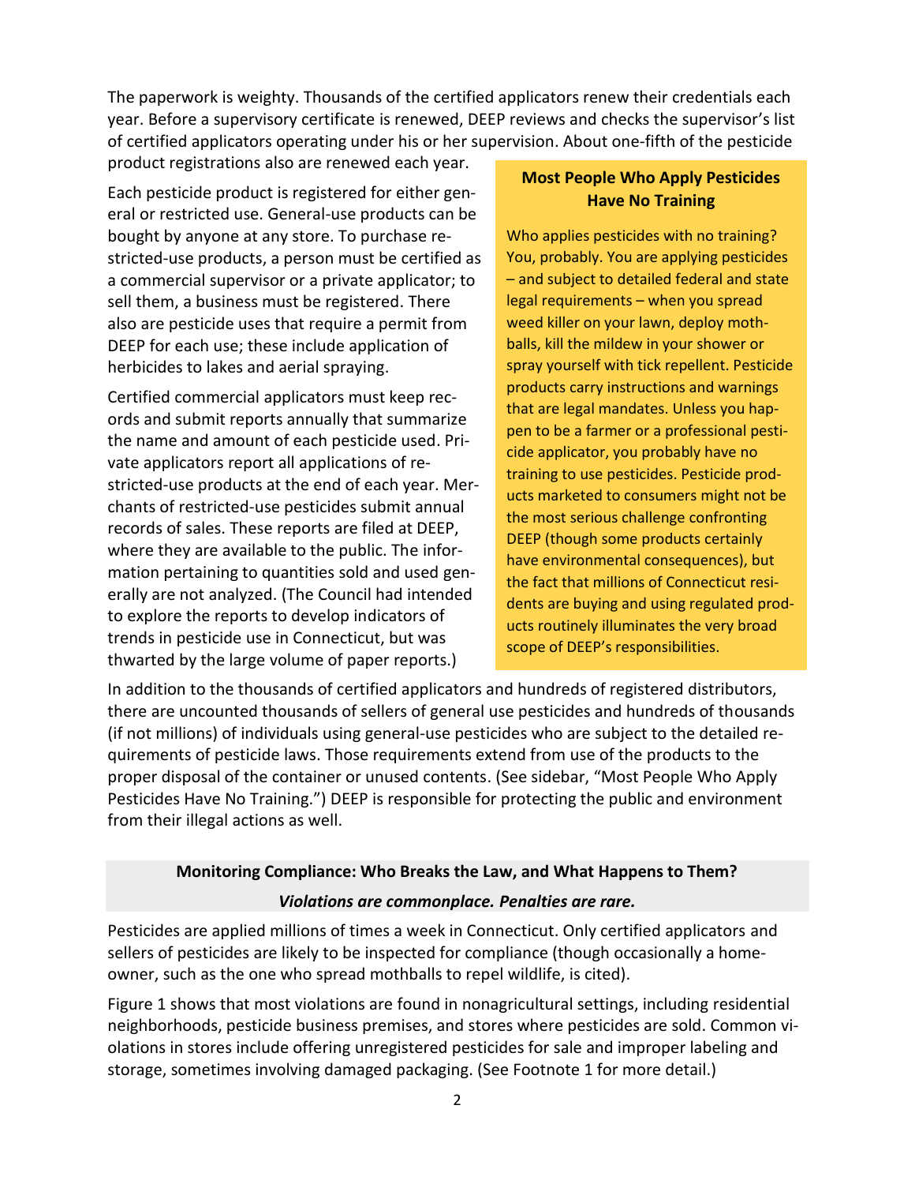The paperwork is weighty. Thousands of the certified applicators renew their credentials each year. Before a supervisory certificate is renewed, DEEP reviews and checks the supervisor's list of certified applicators operating under his or her supervision. About one-fifth of the pesticide product registrations also are renewed each year.

Each pesticide product is registered for either general or restricted use. General-use products can be bought by anyone at any store. To purchase restricted-use products, a person must be certified as a commercial supervisor or a private applicator; to sell them, a business must be registered. There also are pesticide uses that require a permit from DEEP for each use; these include application of herbicides to lakes and aerial spraying.

Certified commercial applicators must keep records and submit reports annually that summarize the name and amount of each pesticide used. Private applicators report all applications of restricted-use products at the end of each year. Merchants of restricted-use pesticides submit annual records of sales. These reports are filed at DEEP, where they are available to the public. The information pertaining to quantities sold and used generally are not analyzed. (The Council had intended to explore the reports to develop indicators of trends in pesticide use in Connecticut, but was thwarted by the large volume of paper reports.)

> **Most People Who Apply Pesticides Have No Training**
>
> Who applies pesticides with no training? You, probably. You are applying pesticides – and subject to detailed federal and state legal requirements – when you spread weed killer on your lawn, deploy mothballs, kill the mildew in your shower or spray yourself with tick repellent. Pesticide products carry instructions and warnings that are legal mandates. Unless you happen to be a farmer or a professional pesticide applicator, you probably have no training to use pesticides. Pesticide products marketed to consumers might not be the most serious challenge confronting DEEP (though some products certainly have environmental consequences), but the fact that millions of Connecticut residents are buying and using regulated products routinely illuminates the very broad scope of DEEP's responsibilities.

In addition to the thousands of certified applicators and hundreds of registered distributors, there are uncounted thousands of sellers of general use pesticides and hundreds of thousands (if not millions) of individuals using general-use pesticides who are subject to the detailed requirements of pesticide laws. Those requirements extend from use of the products to the proper disposal of the container or unused contents. (See sidebar, "Most People Who Apply Pesticides Have No Training.") DEEP is responsible for protecting the public and environment from their illegal actions as well.

## Monitoring Compliance: Who Breaks the Law, and What Happens to Them?

***Violations are commonplace. Penalties are rare.***

Pesticides are applied millions of times a week in Connecticut. Only certified applicators and sellers of pesticides are likely to be inspected for compliance (though occasionally a homeowner, such as the one who spread mothballs to repel wildlife, is cited).

Figure 1 shows that most violations are found in nonagricultural settings, including residential neighborhoods, pesticide business premises, and stores where pesticides are sold. Common violations in stores include offering unregistered pesticides for sale and improper labeling and storage, sometimes involving damaged packaging. (See Footnote 1 for more detail.)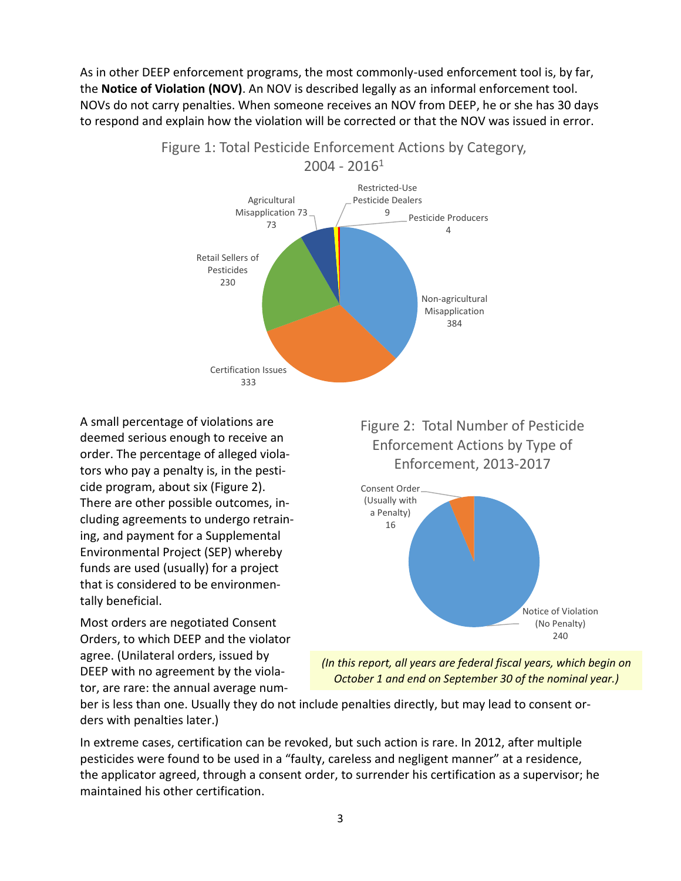As in other DEEP enforcement programs, the most commonly-used enforcement tool is, by far, the **Notice of Violation (NOV)**. An NOV is described legally as an informal enforcement tool. NOVs do not carry penalties. When someone receives an NOV from DEEP, he or she has 30 days to respond and explain how the violation will be corrected or that the NOV was issued in error.

Figure 1: Total Pesticide Enforcement Actions by Category, 2004 - 2016[1]

| Category | Number |
|---|---|
| Non-agricultural Misapplication | 384 |
| Certification Issues | 333 |
| Retail Sellers of Pesticides | 230 |
| Agricultural Misapplication | 73 |
| Restricted-Use Pesticide Dealers | 9 |
| Pesticide Producers | 4 |

A small percentage of violations are deemed serious enough to receive an order. The percentage of alleged violators who pay a penalty is, in the pesticide program, about six (Figure 2). There are other possible outcomes, including agreements to undergo retraining, and payment for a Supplemental Environmental Project (SEP) whereby funds are used (usually) for a project that is considered to be environmentally beneficial.

Figure 2: Total Number of Pesticide Enforcement Actions by Type of Enforcement, 2013-2017

| Type of Enforcement | Number |
|---|---|
| Notice of Violation (No Penalty) | 240 |
| Consent Order (Usually with a Penalty) | 16 |

*(In this report, all years are federal fiscal years, which begin on October 1 and end on September 30 of the nominal year.)*

Most orders are negotiated Consent Orders, to which DEEP and the violator agree. (Unilateral orders, issued by DEEP with no agreement by the violator, are rare: the annual average number is less than one. Usually they do not include penalties directly, but may lead to consent orders with penalties later.)

In extreme cases, certification can be revoked, but such action is rare. In 2012, after multiple pesticides were found to be used in a "faulty, careless and negligent manner" at a residence, the applicator agreed, through a consent order, to surrender his certification as a supervisor; he maintained his other certification.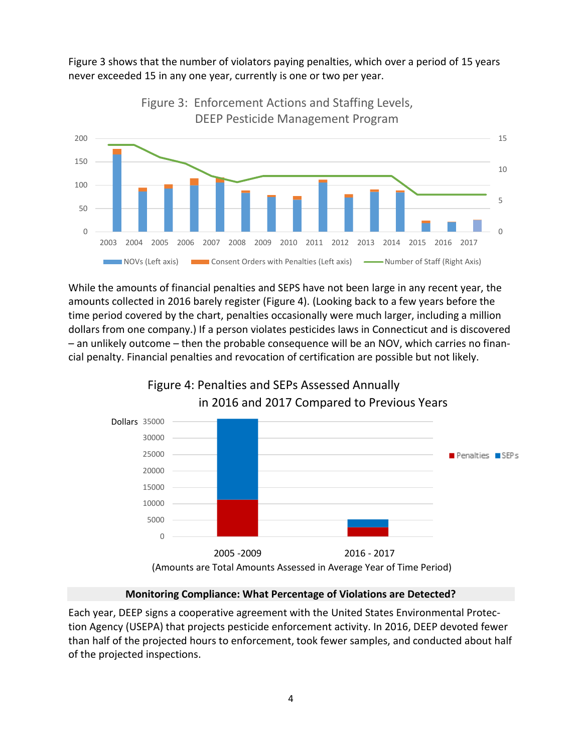Figure 3 shows that the number of violators paying penalties, which over a period of 15 years never exceeded 15 in any one year, currently is one or two per year.

Figure 3: Enforcement Actions and Staffing Levels, DEEP Pesticide Management Program

While the amounts of financial penalties and SEPS have not been large in any recent year, the amounts collected in 2016 barely register (Figure 4). (Looking back to a few years before the time period covered by the chart, penalties occasionally were much larger, including a million dollars from one company.) If a person violates pesticides laws in Connecticut and is discovered – an unlikely outcome – then the probable consequence will be an NOV, which carries no financial penalty. Financial penalties and revocation of certification are possible but not likely.

Figure 4: Penalties and SEPs Assessed Annually in 2016 and 2017 Compared to Previous Years

(Amounts are Total Amounts Assessed in Average Year of Time Period)

**Monitoring Compliance: What Percentage of Violations are Detected?**

Each year, DEEP signs a cooperative agreement with the United States Environmental Protection Agency (USEPA) that projects pesticide enforcement activity. In 2016, DEEP devoted fewer than half of the projected hours to enforcement, took fewer samples, and conducted about half of the projected inspections.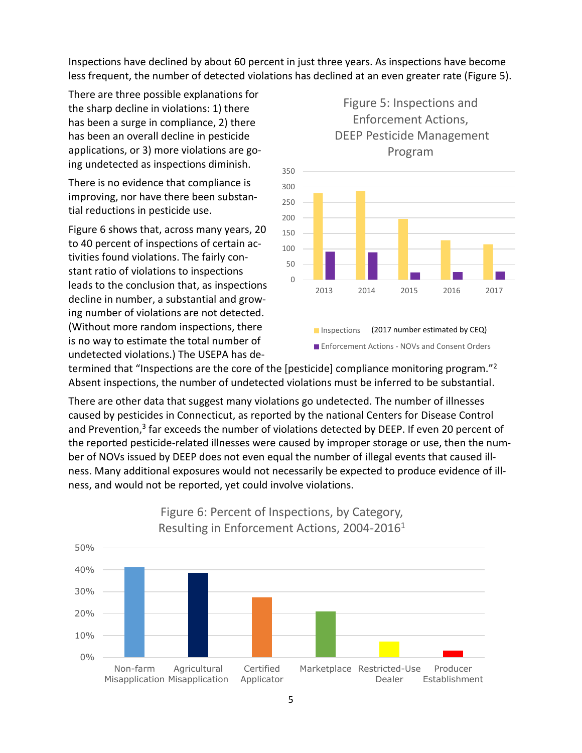Inspections have declined by about 60 percent in just three years. As inspections have become less frequent, the number of detected violations has declined at an even greater rate (Figure 5).

There are three possible explanations for the sharp decline in violations: 1) there has been a surge in compliance, 2) there has been an overall decline in pesticide applications, or 3) more violations are going undetected as inspections diminish.

There is no evidence that compliance is improving, nor have there been substantial reductions in pesticide use.

Figure 6 shows that, across many years, 20 to 40 percent of inspections of certain activities found violations. The fairly constant ratio of violations to inspections leads to the conclusion that, as inspections decline in number, a substantial and growing number of violations are not detected. (Without more random inspections, there is no way to estimate the total number of undetected violations.) The USEPA has determined that "Inspections are the core of the [pesticide] compliance monitoring program."[2] Absent inspections, the number of undetected violations must be inferred to be substantial.

Figure 5: Inspections and Enforcement Actions, DEEP Pesticide Management Program

Legend: Inspections (2017 number estimated by CEQ); Enforcement Actions - NOVs and Consent Orders

There are other data that suggest many violations go undetected. The number of illnesses caused by pesticides in Connecticut, as reported by the national Centers for Disease Control and Prevention,[3] far exceeds the number of violations detected by DEEP. If even 20 percent of the reported pesticide-related illnesses were caused by improper storage or use, then the number of NOVs issued by DEEP does not even equal the number of illegal events that caused illness. Many additional exposures would not necessarily be expected to produce evidence of illness, and would not be reported, yet could involve violations.

Figure 6: Percent of Inspections, by Category, Resulting in Enforcement Actions, 2004-2016[1]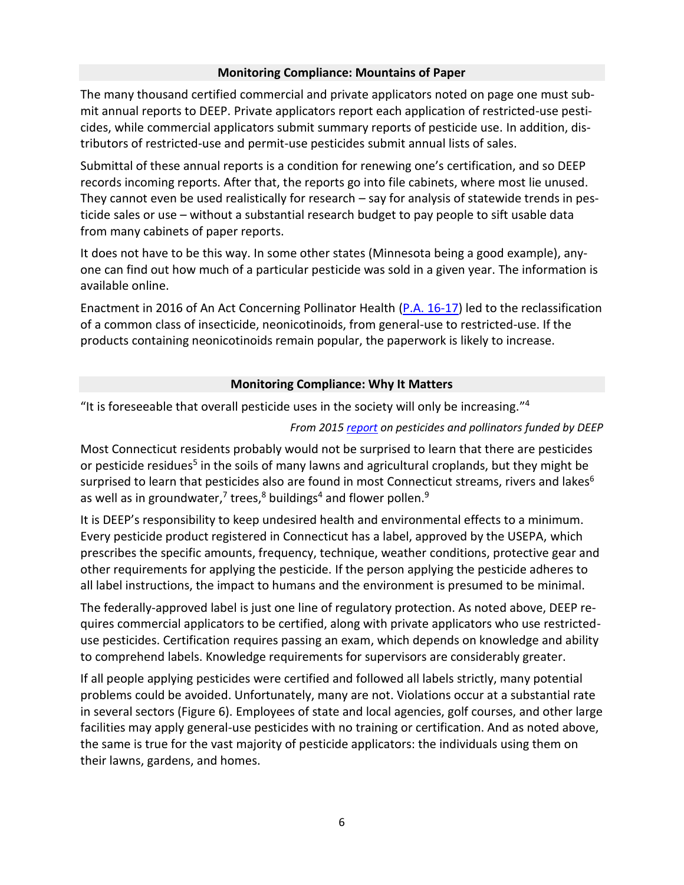## Monitoring Compliance: Mountains of Paper

The many thousand certified commercial and private applicators noted on page one must submit annual reports to DEEP. Private applicators report each application of restricted-use pesticides, while commercial applicators submit summary reports of pesticide use. In addition, distributors of restricted-use and permit-use pesticides submit annual lists of sales.

Submittal of these annual reports is a condition for renewing one's certification, and so DEEP records incoming reports. After that, the reports go into file cabinets, where most lie unused. They cannot even be used realistically for research – say for analysis of statewide trends in pesticide sales or use – without a substantial research budget to pay people to sift usable data from many cabinets of paper reports.

It does not have to be this way. In some other states (Minnesota being a good example), anyone can find out how much of a particular pesticide was sold in a given year. The information is available online.

Enactment in 2016 of An Act Concerning Pollinator Health (P.A. 16-17) led to the reclassification of a common class of insecticide, neonicotinoids, from general-use to restricted-use. If the products containing neonicotinoids remain popular, the paperwork is likely to increase.

## Monitoring Compliance: Why It Matters

"It is foreseeable that overall pesticide uses in the society will only be increasing."[4]

*From 2015 report on pesticides and pollinators funded by DEEP*

Most Connecticut residents probably would not be surprised to learn that there are pesticides or pesticide residues[5] in the soils of many lawns and agricultural croplands, but they might be surprised to learn that pesticides also are found in most Connecticut streams, rivers and lakes[6] as well as in groundwater,[7] trees,[8] buildings[4] and flower pollen.[9]

It is DEEP's responsibility to keep undesired health and environmental effects to a minimum. Every pesticide product registered in Connecticut has a label, approved by the USEPA, which prescribes the specific amounts, frequency, technique, weather conditions, protective gear and other requirements for applying the pesticide. If the person applying the pesticide adheres to all label instructions, the impact to humans and the environment is presumed to be minimal.

The federally-approved label is just one line of regulatory protection. As noted above, DEEP requires commercial applicators to be certified, along with private applicators who use restricted-use pesticides. Certification requires passing an exam, which depends on knowledge and ability to comprehend labels. Knowledge requirements for supervisors are considerably greater.

If all people applying pesticides were certified and followed all labels strictly, many potential problems could be avoided. Unfortunately, many are not. Violations occur at a substantial rate in several sectors (Figure 6). Employees of state and local agencies, golf courses, and other large facilities may apply general-use pesticides with no training or certification. And as noted above, the same is true for the vast majority of pesticide applicators: the individuals using them on their lawns, gardens, and homes.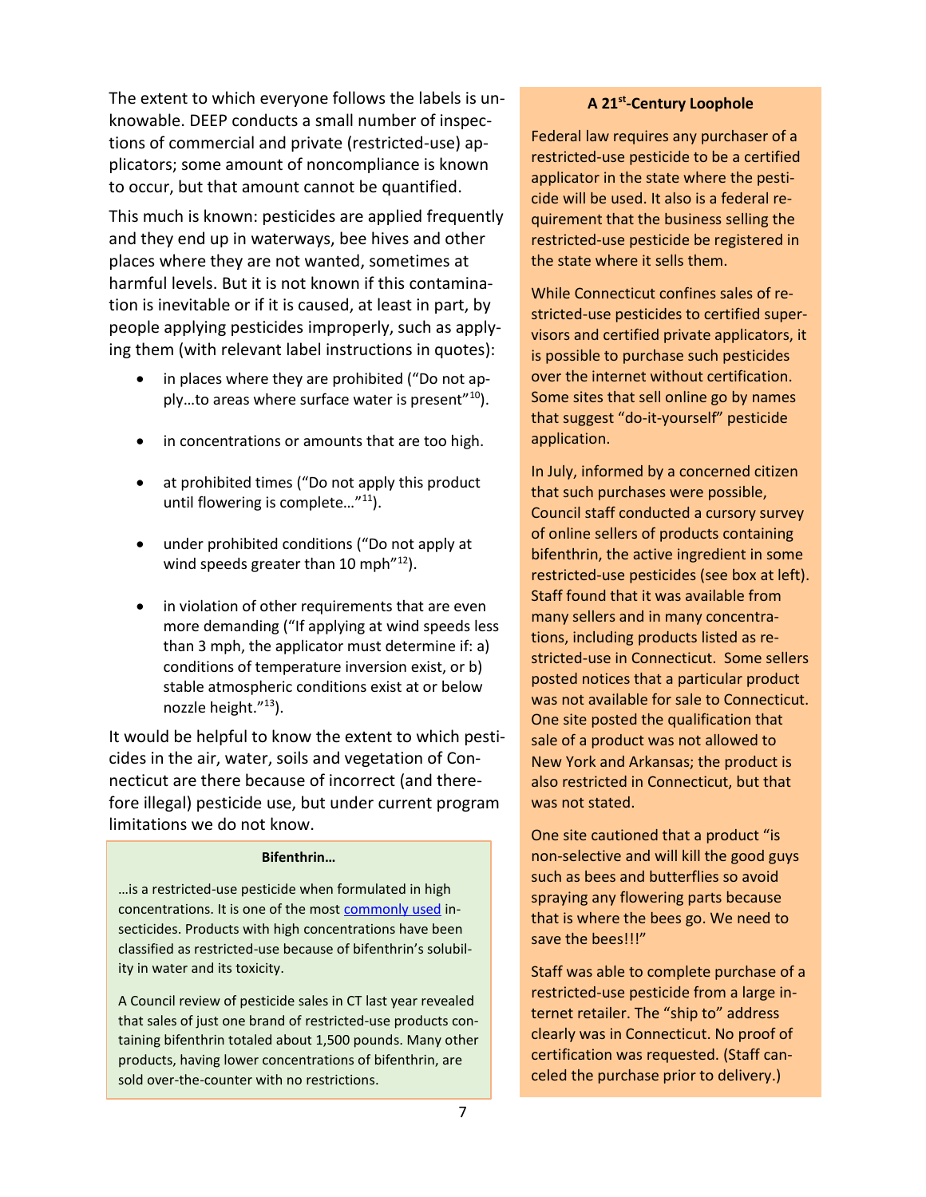The extent to which everyone follows the labels is unknowable. DEEP conducts a small number of inspections of commercial and private (restricted-use) applicators; some amount of noncompliance is known to occur, but that amount cannot be quantified.

This much is known: pesticides are applied frequently and they end up in waterways, bee hives and other places where they are not wanted, sometimes at harmful levels. But it is not known if this contamination is inevitable or if it is caused, at least in part, by people applying pesticides improperly, such as applying them (with relevant label instructions in quotes):

- in places where they are prohibited ("Do not apply…to areas where surface water is present"[10]).
- in concentrations or amounts that are too high.
- at prohibited times ("Do not apply this product until flowering is complete…"[11]).
- under prohibited conditions ("Do not apply at wind speeds greater than 10 mph"[12]).
- in violation of other requirements that are even more demanding ("If applying at wind speeds less than 3 mph, the applicator must determine if: a) conditions of temperature inversion exist, or b) stable atmospheric conditions exist at or below nozzle height."[13]).

It would be helpful to know the extent to which pesticides in the air, water, soils and vegetation of Connecticut are there because of incorrect (and therefore illegal) pesticide use, but under current program limitations we do not know.

**Bifenthrin…**

…is a restricted-use pesticide when formulated in high concentrations. It is one of the most commonly used insecticides. Products with high concentrations have been classified as restricted-use because of bifenthrin's solubility in water and its toxicity.

A Council review of pesticide sales in CT last year revealed that sales of just one brand of restricted-use products containing bifenthrin totaled about 1,500 pounds. Many other products, having lower concentrations of bifenthrin, are sold over-the-counter with no restrictions.

**A 21st-Century Loophole**

Federal law requires any purchaser of a restricted-use pesticide to be a certified applicator in the state where the pesticide will be used. It also is a federal requirement that the business selling the restricted-use pesticide be registered in the state where it sells them.

While Connecticut confines sales of restricted-use pesticides to certified supervisors and certified private applicators, it is possible to purchase such pesticides over the internet without certification. Some sites that sell online go by names that suggest "do-it-yourself" pesticide application.

In July, informed by a concerned citizen that such purchases were possible, Council staff conducted a cursory survey of online sellers of products containing bifenthrin, the active ingredient in some restricted-use pesticides (see box at left). Staff found that it was available from many sellers and in many concentrations, including products listed as restricted-use in Connecticut. Some sellers posted notices that a particular product was not available for sale to Connecticut. One site posted the qualification that sale of a product was not allowed to New York and Arkansas; the product is also restricted in Connecticut, but that was not stated.

One site cautioned that a product "is non-selective and will kill the good guys such as bees and butterflies so avoid spraying any flowering parts because that is where the bees go. We need to save the bees!!!"

Staff was able to complete purchase of a restricted-use pesticide from a large internet retailer. The "ship to" address clearly was in Connecticut. No proof of certification was requested. (Staff canceled the purchase prior to delivery.)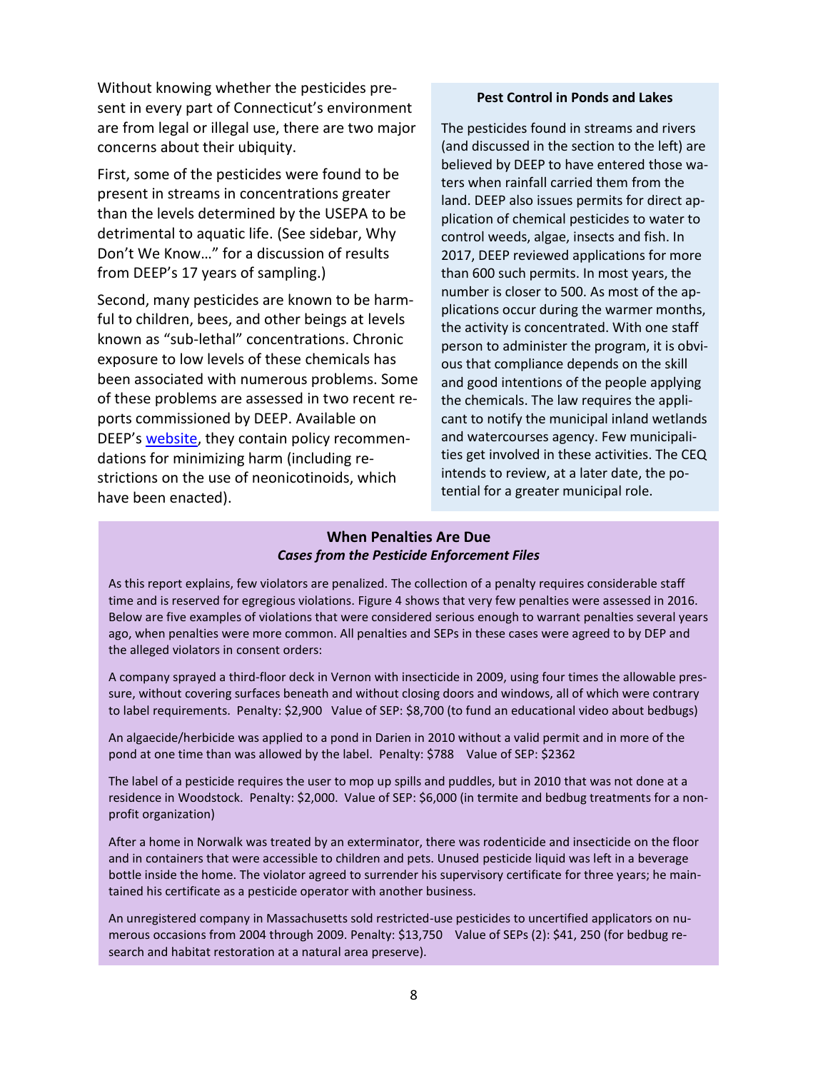Without knowing whether the pesticides present in every part of Connecticut's environment are from legal or illegal use, there are two major concerns about their ubiquity.

First, some of the pesticides were found to be present in streams in concentrations greater than the levels determined by the USEPA to be detrimental to aquatic life. (See sidebar, Why Don't We Know…" for a discussion of results from DEEP's 17 years of sampling.)

Second, many pesticides are known to be harmful to children, bees, and other beings at levels known as "sub-lethal" concentrations. Chronic exposure to low levels of these chemicals has been associated with numerous problems. Some of these problems are assessed in two recent reports commissioned by DEEP. Available on DEEP's website, they contain policy recommendations for minimizing harm (including restrictions on the use of neonicotinoids, which have been enacted).

### Pest Control in Ponds and Lakes

The pesticides found in streams and rivers (and discussed in the section to the left) are believed by DEEP to have entered those waters when rainfall carried them from the land. DEEP also issues permits for direct application of chemical pesticides to water to control weeds, algae, insects and fish. In 2017, DEEP reviewed applications for more than 600 such permits. In most years, the number is closer to 500. As most of the applications occur during the warmer months, the activity is concentrated. With one staff person to administer the program, it is obvious that compliance depends on the skill and good intentions of the people applying the chemicals. The law requires the applicant to notify the municipal inland wetlands and watercourses agency. Few municipalities get involved in these activities. The CEQ intends to review, at a later date, the potential for a greater municipal role.

### When Penalties Are Due
***Cases from the Pesticide Enforcement Files***

As this report explains, few violators are penalized. The collection of a penalty requires considerable staff time and is reserved for egregious violations. Figure 4 shows that very few penalties were assessed in 2016. Below are five examples of violations that were considered serious enough to warrant penalties several years ago, when penalties were more common. All penalties and SEPs in these cases were agreed to by DEP and the alleged violators in consent orders:

A company sprayed a third-floor deck in Vernon with insecticide in 2009, using four times the allowable pressure, without covering surfaces beneath and without closing doors and windows, all of which were contrary to label requirements. Penalty: $2,900 Value of SEP: $8,700 (to fund an educational video about bedbugs)

An algaecide/herbicide was applied to a pond in Darien in 2010 without a valid permit and in more of the pond at one time than was allowed by the label. Penalty: $788 Value of SEP: $2362

The label of a pesticide requires the user to mop up spills and puddles, but in 2010 that was not done at a residence in Woodstock. Penalty: $2,000. Value of SEP: $6,000 (in termite and bedbug treatments for a non-profit organization)

After a home in Norwalk was treated by an exterminator, there was rodenticide and insecticide on the floor and in containers that were accessible to children and pets. Unused pesticide liquid was left in a beverage bottle inside the home. The violator agreed to surrender his supervisory certificate for three years; he maintained his certificate as a pesticide operator with another business.

An unregistered company in Massachusetts sold restricted-use pesticides to uncertified applicators on numerous occasions from 2004 through 2009. Penalty: $13,750 Value of SEPs (2): $41, 250 (for bedbug research and habitat restoration at a natural area preserve).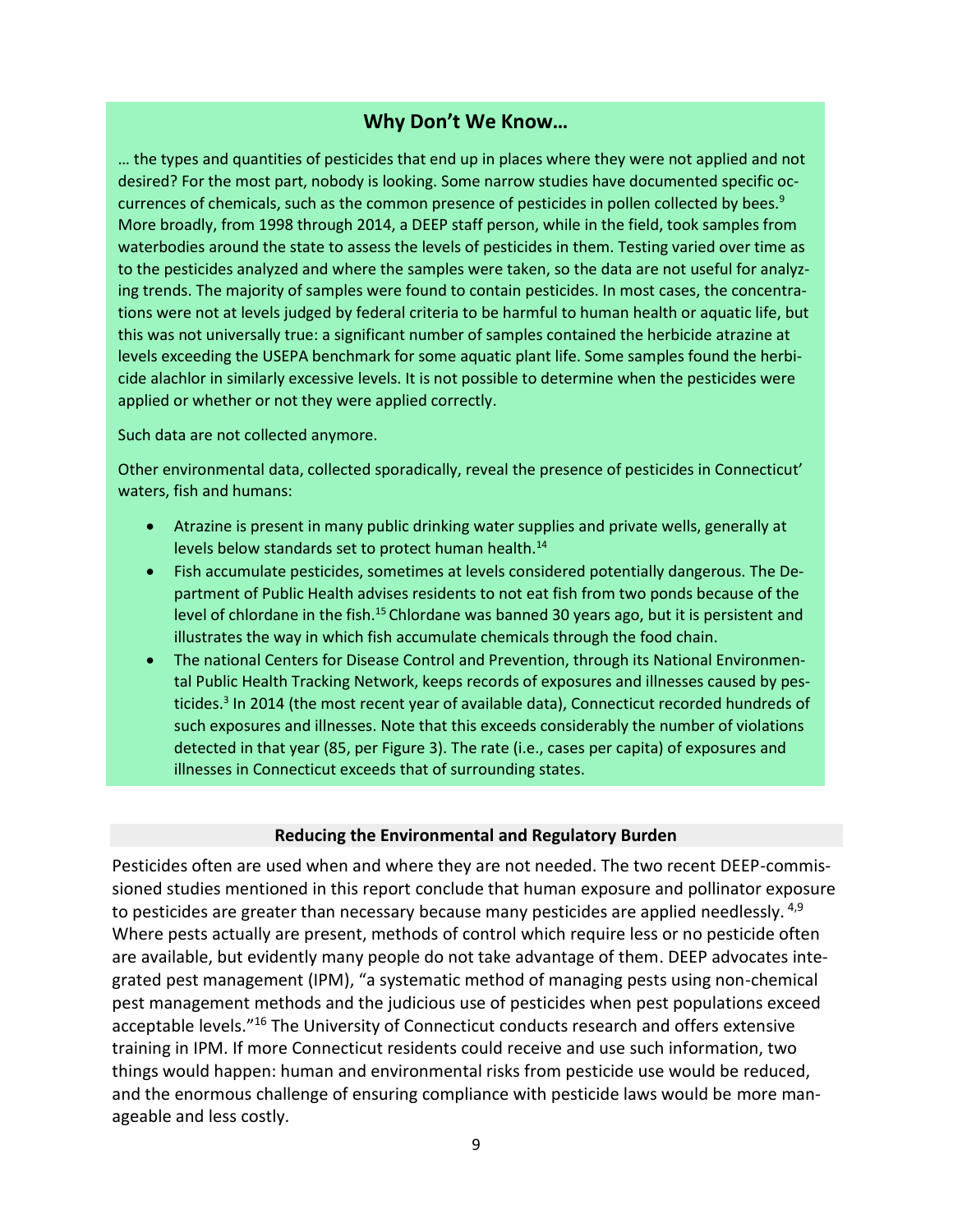## Why Don't We Know…

… the types and quantities of pesticides that end up in places where they were not applied and not desired? For the most part, nobody is looking. Some narrow studies have documented specific occurrences of chemicals, such as the common presence of pesticides in pollen collected by bees.[9] More broadly, from 1998 through 2014, a DEEP staff person, while in the field, took samples from waterbodies around the state to assess the levels of pesticides in them. Testing varied over time as to the pesticides analyzed and where the samples were taken, so the data are not useful for analyzing trends. The majority of samples were found to contain pesticides. In most cases, the concentrations were not at levels judged by federal criteria to be harmful to human health or aquatic life, but this was not universally true: a significant number of samples contained the herbicide atrazine at levels exceeding the USEPA benchmark for some aquatic plant life. Some samples found the herbicide alachlor in similarly excessive levels. It is not possible to determine when the pesticides were applied or whether or not they were applied correctly.

Such data are not collected anymore.

Other environmental data, collected sporadically, reveal the presence of pesticides in Connecticut' waters, fish and humans:

- Atrazine is present in many public drinking water supplies and private wells, generally at levels below standards set to protect human health.[14]
- Fish accumulate pesticides, sometimes at levels considered potentially dangerous. The Department of Public Health advises residents to not eat fish from two ponds because of the level of chlordane in the fish.[15] Chlordane was banned 30 years ago, but it is persistent and illustrates the way in which fish accumulate chemicals through the food chain.
- The national Centers for Disease Control and Prevention, through its National Environmental Public Health Tracking Network, keeps records of exposures and illnesses caused by pesticides.[3] In 2014 (the most recent year of available data), Connecticut recorded hundreds of such exposures and illnesses. Note that this exceeds considerably the number of violations detected in that year (85, per Figure 3). The rate (i.e., cases per capita) of exposures and illnesses in Connecticut exceeds that of surrounding states.

### Reducing the Environmental and Regulatory Burden

Pesticides often are used when and where they are not needed. The two recent DEEP-commissioned studies mentioned in this report conclude that human exposure and pollinator exposure to pesticides are greater than necessary because many pesticides are applied needlessly.[4,9] Where pests actually are present, methods of control which require less or no pesticide often are available, but evidently many people do not take advantage of them. DEEP advocates integrated pest management (IPM), "a systematic method of managing pests using non-chemical pest management methods and the judicious use of pesticides when pest populations exceed acceptable levels."[16] The University of Connecticut conducts research and offers extensive training in IPM. If more Connecticut residents could receive and use such information, two things would happen: human and environmental risks from pesticide use would be reduced, and the enormous challenge of ensuring compliance with pesticide laws would be more manageable and less costly.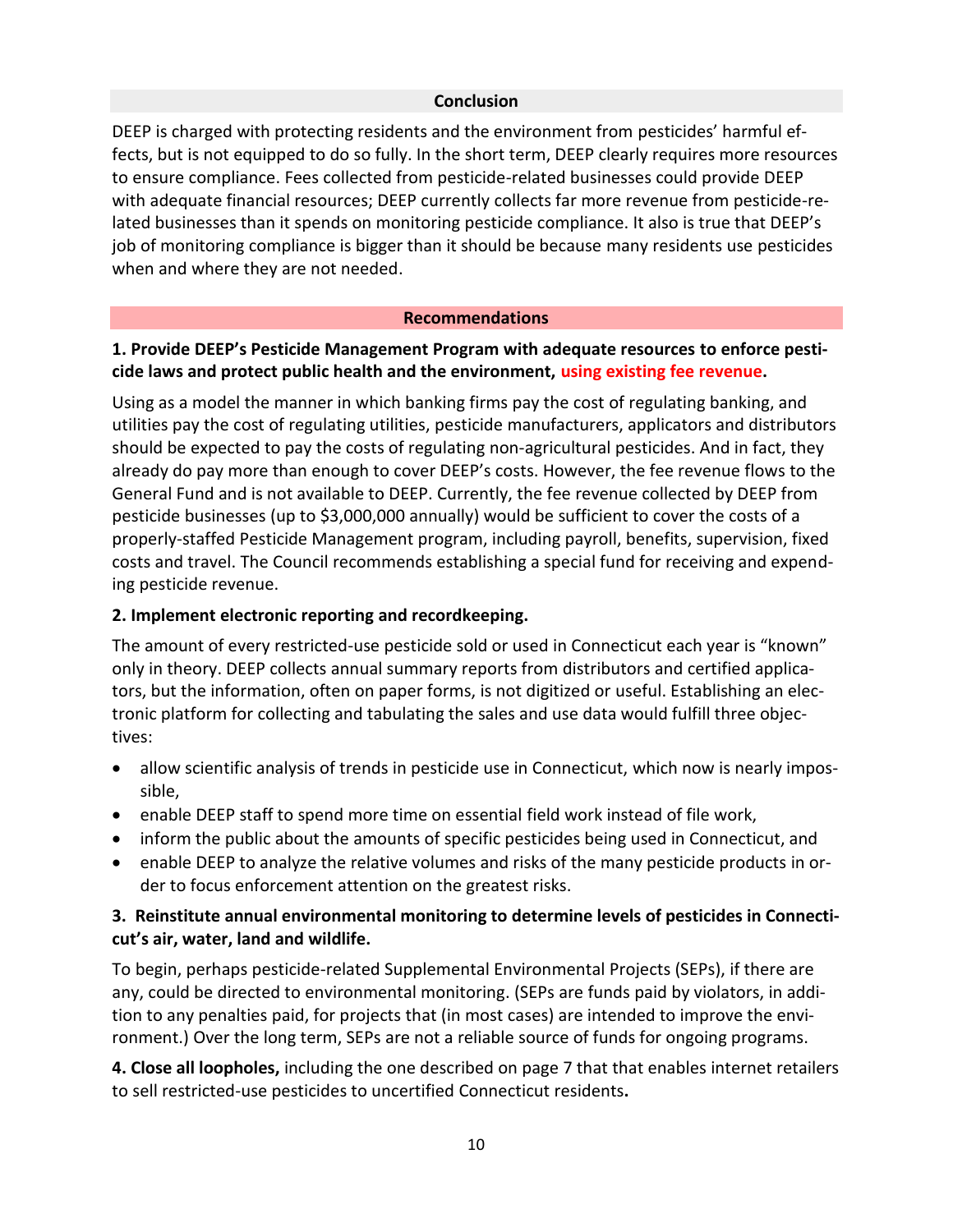## Conclusion

DEEP is charged with protecting residents and the environment from pesticides' harmful effects, but is not equipped to do so fully. In the short term, DEEP clearly requires more resources to ensure compliance. Fees collected from pesticide-related businesses could provide DEEP with adequate financial resources; DEEP currently collects far more revenue from pesticide-related businesses than it spends on monitoring pesticide compliance. It also is true that DEEP's job of monitoring compliance is bigger than it should be because many residents use pesticides when and where they are not needed.

## Recommendations

**1. Provide DEEP's Pesticide Management Program with adequate resources to enforce pesticide laws and protect public health and the environment, using existing fee revenue.**

Using as a model the manner in which banking firms pay the cost of regulating banking, and utilities pay the cost of regulating utilities, pesticide manufacturers, applicators and distributors should be expected to pay the costs of regulating non-agricultural pesticides. And in fact, they already do pay more than enough to cover DEEP's costs. However, the fee revenue flows to the General Fund and is not available to DEEP. Currently, the fee revenue collected by DEEP from pesticide businesses (up to $3,000,000 annually) would be sufficient to cover the costs of a properly-staffed Pesticide Management program, including payroll, benefits, supervision, fixed costs and travel. The Council recommends establishing a special fund for receiving and expending pesticide revenue.

**2. Implement electronic reporting and recordkeeping.**

The amount of every restricted-use pesticide sold or used in Connecticut each year is "known" only in theory. DEEP collects annual summary reports from distributors and certified applicators, but the information, often on paper forms, is not digitized or useful. Establishing an electronic platform for collecting and tabulating the sales and use data would fulfill three objectives:

- allow scientific analysis of trends in pesticide use in Connecticut, which now is nearly impossible,
- enable DEEP staff to spend more time on essential field work instead of file work,
- inform the public about the amounts of specific pesticides being used in Connecticut, and
- enable DEEP to analyze the relative volumes and risks of the many pesticide products in order to focus enforcement attention on the greatest risks.

**3. Reinstitute annual environmental monitoring to determine levels of pesticides in Connecticut's air, water, land and wildlife.**

To begin, perhaps pesticide-related Supplemental Environmental Projects (SEPs), if there are any, could be directed to environmental monitoring. (SEPs are funds paid by violators, in addition to any penalties paid, for projects that (in most cases) are intended to improve the environment.) Over the long term, SEPs are not a reliable source of funds for ongoing programs.

**4. Close all loopholes,** including the one described on page 7 that that enables internet retailers to sell restricted-use pesticides to uncertified Connecticut residents**.**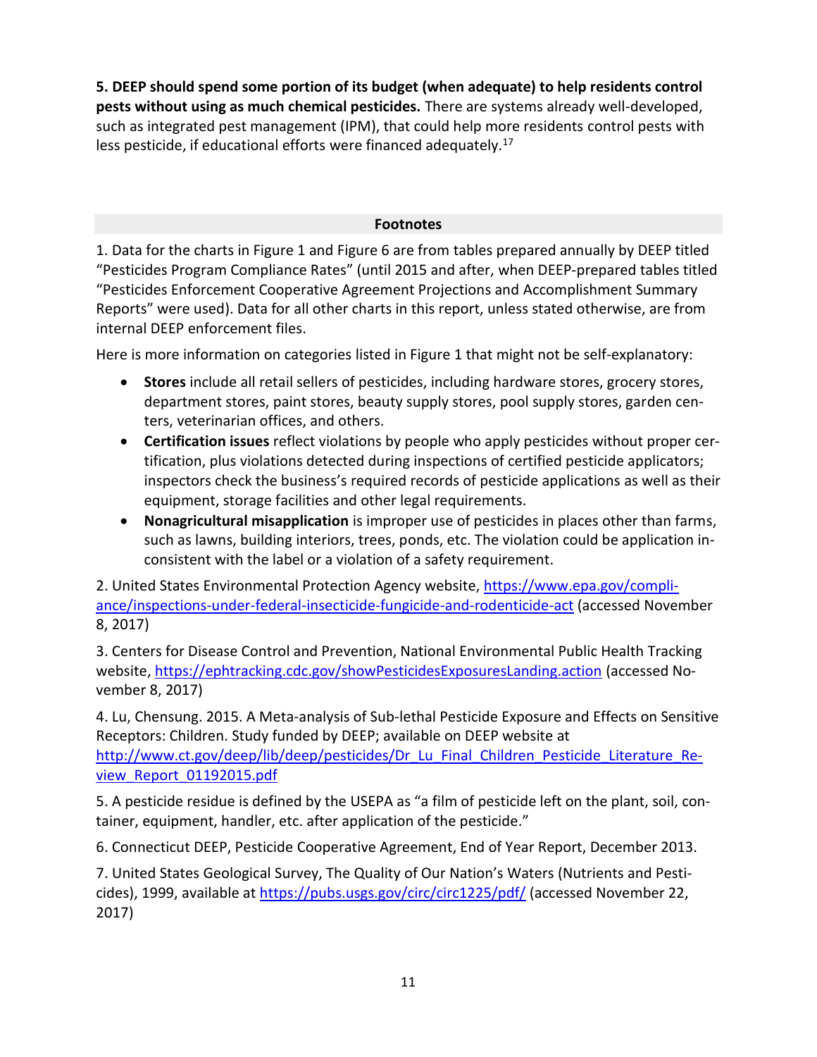**5. DEEP should spend some portion of its budget (when adequate) to help residents control pests without using as much chemical pesticides.** There are systems already well-developed, such as integrated pest management (IPM), that could help more residents control pests with less pesticide, if educational efforts were financed adequately.[17]

## Footnotes

1. Data for the charts in Figure 1 and Figure 6 are from tables prepared annually by DEEP titled "Pesticides Program Compliance Rates" (until 2015 and after, when DEEP-prepared tables titled "Pesticides Enforcement Cooperative Agreement Projections and Accomplishment Summary Reports" were used). Data for all other charts in this report, unless stated otherwise, are from internal DEEP enforcement files.

Here is more information on categories listed in Figure 1 that might not be self-explanatory:

- **Stores** include all retail sellers of pesticides, including hardware stores, grocery stores, department stores, paint stores, beauty supply stores, pool supply stores, garden centers, veterinarian offices, and others.
- **Certification issues** reflect violations by people who apply pesticides without proper certification, plus violations detected during inspections of certified pesticide applicators; inspectors check the business's required records of pesticide applications as well as their equipment, storage facilities and other legal requirements.
- **Nonagricultural misapplication** is improper use of pesticides in places other than farms, such as lawns, building interiors, trees, ponds, etc. The violation could be application inconsistent with the label or a violation of a safety requirement.

2. United States Environmental Protection Agency website, https://www.epa.gov/compliance/inspections-under-federal-insecticide-fungicide-and-rodenticide-act (accessed November 8, 2017)

3. Centers for Disease Control and Prevention, National Environmental Public Health Tracking website, https://ephtracking.cdc.gov/showPesticidesExposuresLanding.action (accessed November 8, 2017)

4. Lu, Chensung. 2015. A Meta-analysis of Sub-lethal Pesticide Exposure and Effects on Sensitive Receptors: Children. Study funded by DEEP; available on DEEP website at http://www.ct.gov/deep/lib/deep/pesticides/Dr_Lu_Final_Children_Pesticide_Literature_Review_Report_01192015.pdf

5. A pesticide residue is defined by the USEPA as "a film of pesticide left on the plant, soil, container, equipment, handler, etc. after application of the pesticide."

6. Connecticut DEEP, Pesticide Cooperative Agreement, End of Year Report, December 2013.

7. United States Geological Survey, The Quality of Our Nation's Waters (Nutrients and Pesticides), 1999, available at https://pubs.usgs.gov/circ/circ1225/pdf/ (accessed November 22, 2017)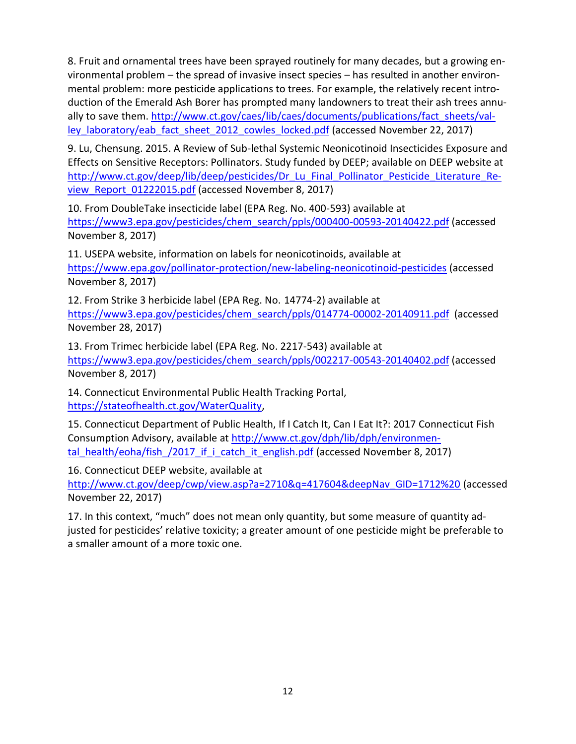8. Fruit and ornamental trees have been sprayed routinely for many decades, but a growing environmental problem – the spread of invasive insect species – has resulted in another environmental problem: more pesticide applications to trees. For example, the relatively recent introduction of the Emerald Ash Borer has prompted many landowners to treat their ash trees annually to save them. http://www.ct.gov/caes/lib/caes/documents/publications/fact_sheets/valley_laboratory/eab_fact_sheet_2012_cowles_locked.pdf (accessed November 22, 2017)

9. Lu, Chensung. 2015. A Review of Sub-lethal Systemic Neonicotinoid Insecticides Exposure and Effects on Sensitive Receptors: Pollinators. Study funded by DEEP; available on DEEP website at http://www.ct.gov/deep/lib/deep/pesticides/Dr_Lu_Final_Pollinator_Pesticide_Literature_Review_Report_01222015.pdf (accessed November 8, 2017)

10. From DoubleTake insecticide label (EPA Reg. No. 400-593) available at https://www3.epa.gov/pesticides/chem_search/ppls/000400-00593-20140422.pdf (accessed November 8, 2017)

11. USEPA website, information on labels for neonicotinoids, available at https://www.epa.gov/pollinator-protection/new-labeling-neonicotinoid-pesticides (accessed November 8, 2017)

12. From Strike 3 herbicide label (EPA Reg. No. 14774-2) available at https://www3.epa.gov/pesticides/chem_search/ppls/014774-00002-20140911.pdf (accessed November 28, 2017)

13. From Trimec herbicide label (EPA Reg. No. 2217-543) available at https://www3.epa.gov/pesticides/chem_search/ppls/002217-00543-20140402.pdf (accessed November 8, 2017)

14. Connecticut Environmental Public Health Tracking Portal, https://stateofhealth.ct.gov/WaterQuality,

15. Connecticut Department of Public Health, If I Catch It, Can I Eat It?: 2017 Connecticut Fish Consumption Advisory, available at http://www.ct.gov/dph/lib/dph/environmental_health/eoha/fish_/2017_if_i_catch_it_english.pdf (accessed November 8, 2017)

16. Connecticut DEEP website, available at http://www.ct.gov/deep/cwp/view.asp?a=2710&q=417604&deepNav_GID=1712%20 (accessed November 22, 2017)

17. In this context, "much" does not mean only quantity, but some measure of quantity adjusted for pesticides' relative toxicity; a greater amount of one pesticide might be preferable to a smaller amount of a more toxic one.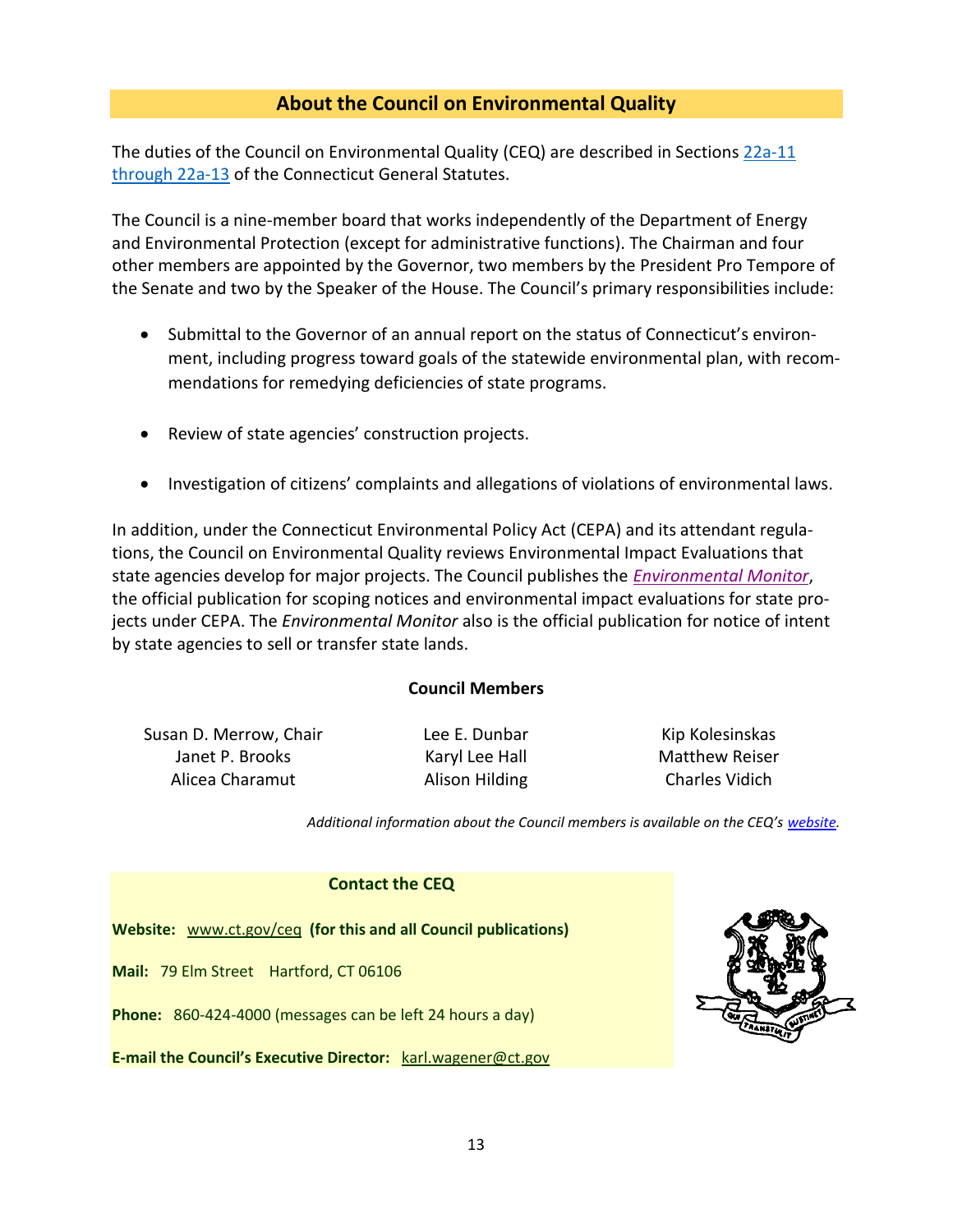## About the Council on Environmental Quality

The duties of the Council on Environmental Quality (CEQ) are described in Sections 22a-11 through 22a-13 of the Connecticut General Statutes.

The Council is a nine-member board that works independently of the Department of Energy and Environmental Protection (except for administrative functions). The Chairman and four other members are appointed by the Governor, two members by the President Pro Tempore of the Senate and two by the Speaker of the House. The Council's primary responsibilities include:

- Submittal to the Governor of an annual report on the status of Connecticut's environment, including progress toward goals of the statewide environmental plan, with recommendations for remedying deficiencies of state programs.
- Review of state agencies' construction projects.
- Investigation of citizens' complaints and allegations of violations of environmental laws.

In addition, under the Connecticut Environmental Policy Act (CEPA) and its attendant regulations, the Council on Environmental Quality reviews Environmental Impact Evaluations that state agencies develop for major projects. The Council publishes the *Environmental Monitor*, the official publication for scoping notices and environmental impact evaluations for state projects under CEPA. The *Environmental Monitor* also is the official publication for notice of intent by state agencies to sell or transfer state lands.

**Council Members**

Susan D. Merrow, Chair
Janet P. Brooks
Alicea Charamut
Lee E. Dunbar
Karyl Lee Hall
Alison Hilding
Kip Kolesinskas
Matthew Reiser
Charles Vidich

*Additional information about the Council members is available on the CEQ's website.*

**Contact the CEQ**

**Website:** www.ct.gov/ceq **(for this and all Council publications)**

**Mail:** 79 Elm Street Hartford, CT 06106

**Phone:** 860-424-4000 (messages can be left 24 hours a day)

**E-mail the Council's Executive Director:** karl.wagener@ct.gov